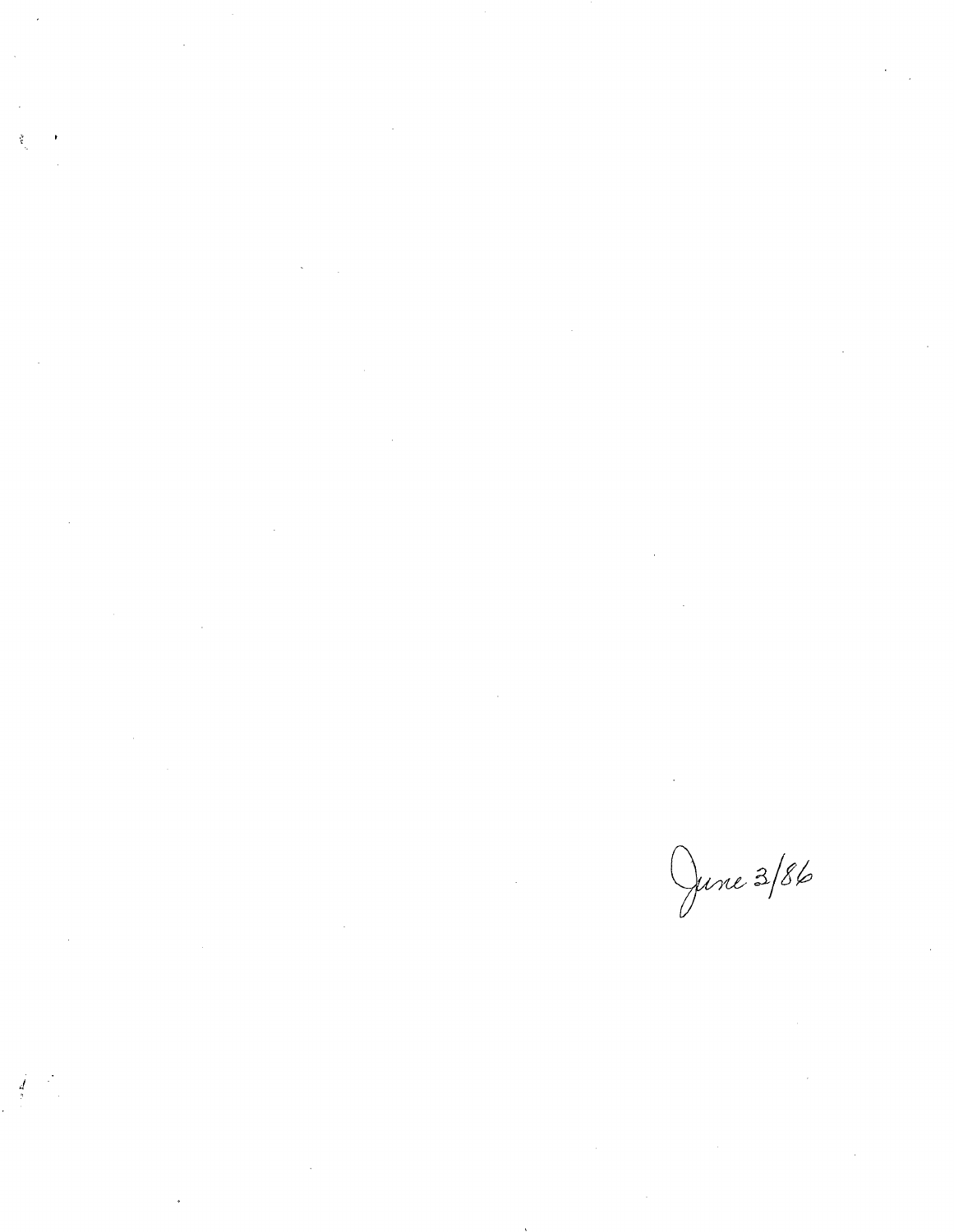June 3/86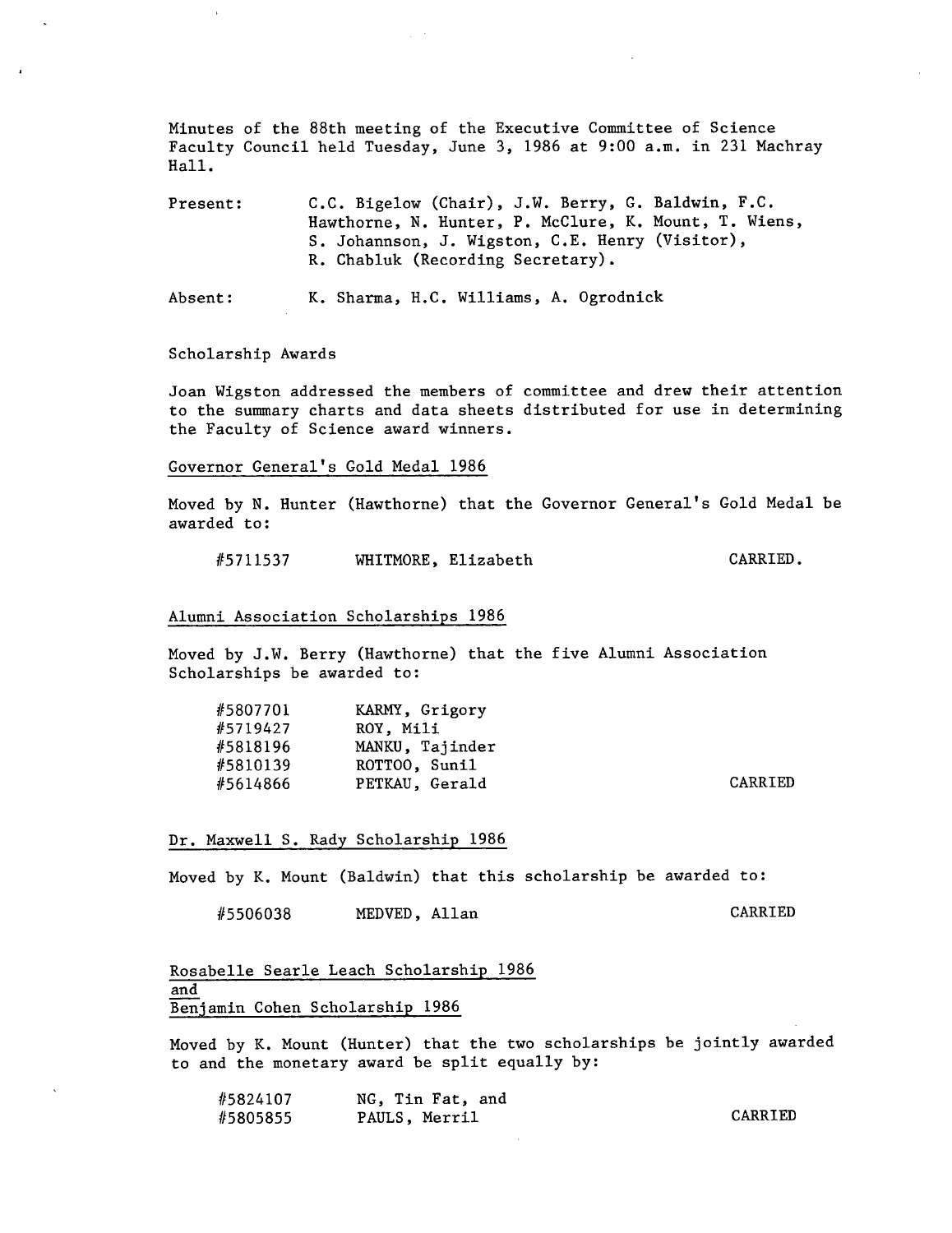Minutes of the 88th meeting of the Executive Committee of Science Faculty Council held Tuesday, June 3, 1986 at 9:00 a.m. in 231 Machray Hall.

Present: C.C. Bigelow (Chair), J.W. Berry, G. Baldwin, F.C. Hawthorne, N. Hunter, P. McClure, K. Mount, T. Wiens, S. Johannson, J. Wigston, C.E. Henry (Visitor), R. Chabluk (Recording Secretary).

Absent: K. Sharma, H.C. Williams, A. Ogrodnick

Scholarship Awards

Joan Wigston addressed the members of committee and drew their attention to the summary charts and data sheets distributed for use in determining the Faculty of Science award winners.

Governor General's Gold Medal 1986

Moved by N. Hunter (Hawthorne) that the Governor General's Gold Medal be awarded to:

#5711537 WHITMORE, Elizabeth CARRIED.

Alumni Association Scholarships 1986

Moved by J.W. Berry (Hawthorne) that the five Alumni Association Scholarships be awarded to:

#5807701 KARMY, Grigory
#5719427 ROY, Mili
#5818196 MANKU, Tajinder
#5810139 ROTTOO, Sunil
#5614866 PETKAU, Gerald CARRIED

Dr. Maxwell S. Rady Scholarship 1986

Moved by K. Mount (Baldwin) that this scholarship be awarded to:

#5506038 MEDVED, Allan CARRIED

Rosabelle Searle Leach Scholarship 1986
and
Benjamin Cohen Scholarship 1986

Moved by K. Mount (Hunter) that the two scholarships be jointly awarded to and the monetary award be split equally by:

#5824107 NG, Tin Fat, and
#5805855 PAULS, Merril CARRIED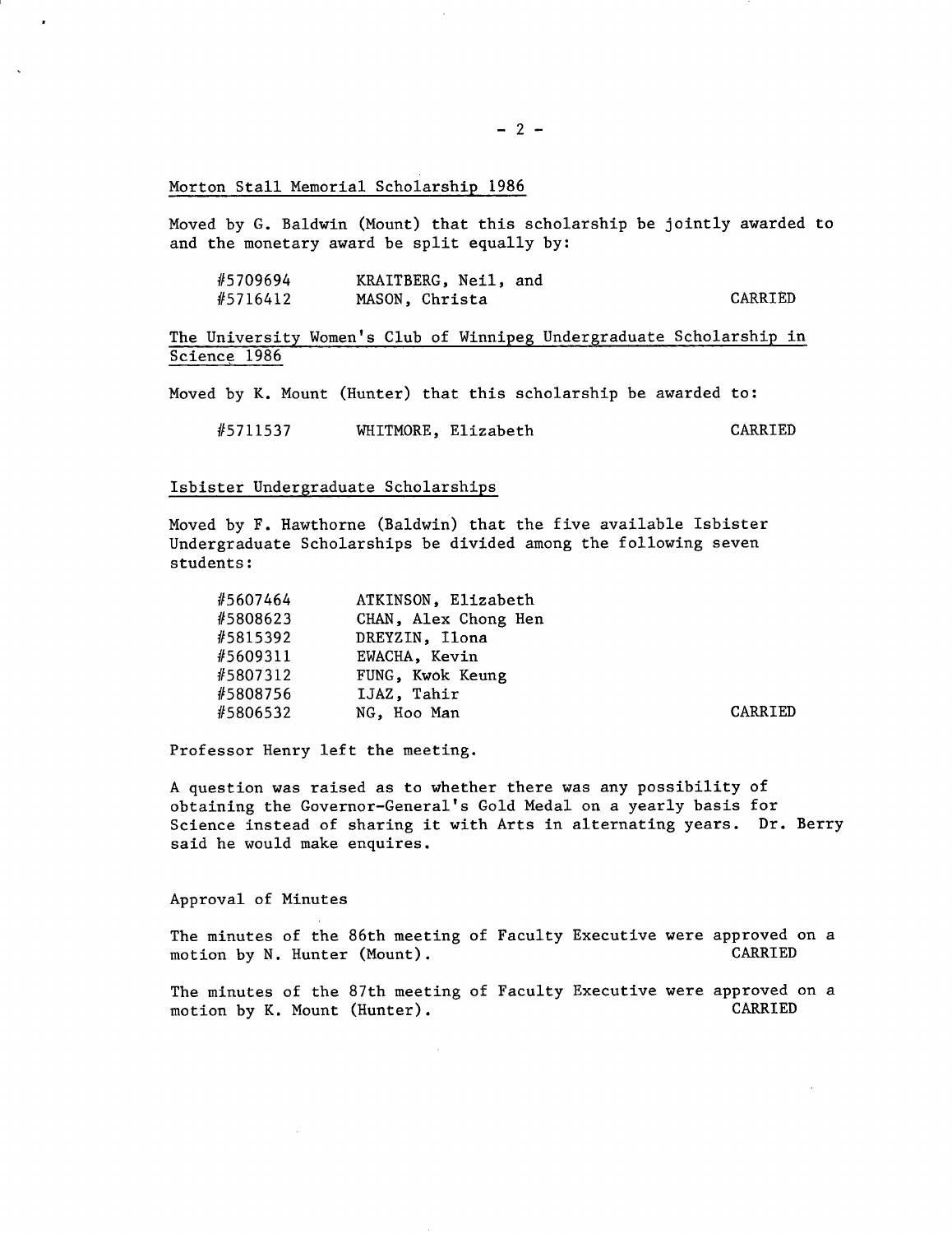Morton Stall Memorial Scholarship 1986

Moved by G. Baldwin (Mount) that this scholarship be jointly awarded to and the monetary award be split equally by:

| | | |
|---|---|---|
| #5709694 | KRAITBERG, Neil, and | |
| #5716412 | MASON, Christa | CARRIED |

The University Women's Club of Winnipeg Undergraduate Scholarship in Science 1986

Moved by K. Mount (Hunter) that this scholarship be awarded to:

| | | |
|---|---|---|
| #5711537 | WHITMORE, Elizabeth | CARRIED |

Isbister Undergraduate Scholarships

Moved by F. Hawthorne (Baldwin) that the five available Isbister Undergraduate Scholarships be divided among the following seven students:

| | | |
|---|---|---|
| #5607464 | ATKINSON, Elizabeth | |
| #5808623 | CHAN, Alex Chong Hen | |
| #5815392 | DREYZIN, Ilona | |
| #5609311 | EWACHA, Kevin | |
| #5807312 | FUNG, Kwok Keung | |
| #5808756 | IJAZ, Tahir | |
| #5806532 | NG, Hoo Man | CARRIED |

Professor Henry left the meeting.

A question was raised as to whether there was any possibility of obtaining the Governor-General's Gold Medal on a yearly basis for Science instead of sharing it with Arts in alternating years. Dr. Berry said he would make enquires.

Approval of Minutes

The minutes of the 86th meeting of Faculty Executive were approved on a motion by N. Hunter (Mount). CARRIED

The minutes of the 87th meeting of Faculty Executive were approved on a motion by K. Mount (Hunter). CARRIED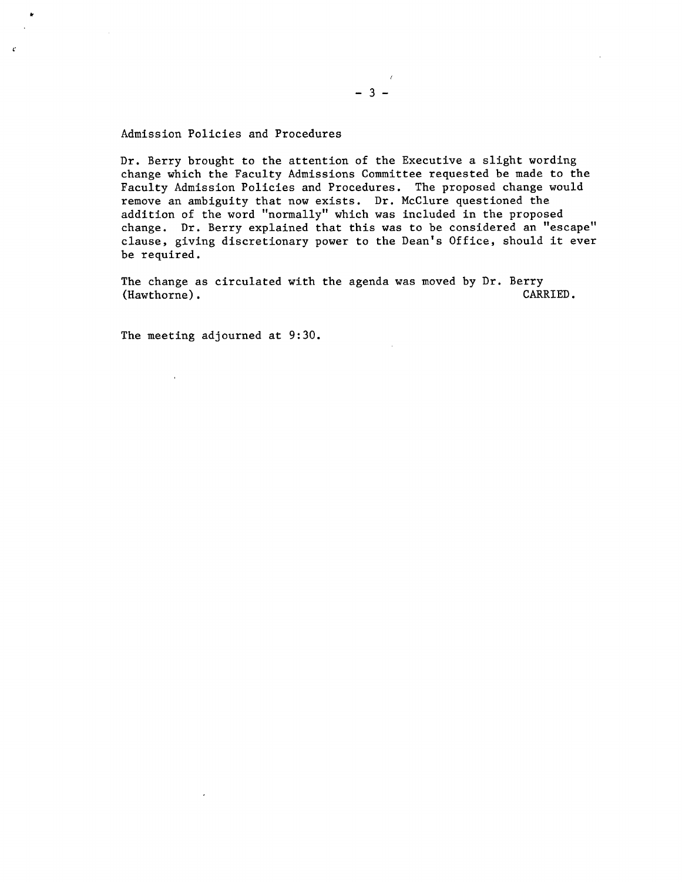## Admission Policies and Procedures

Dr. Berry brought to the attention of the Executive a slight wording change which the Faculty Admissions Committee requested be made to the Faculty Admission Policies and Procedures. The proposed change would remove an ambiguity that now exists. Dr. McClure questioned the addition of the word "normally" which was included in the proposed change. Dr. Berry explained that this was to be considered an "escape" clause, giving discretionary power to the Dean's Office, should it ever be required.

The change as circulated with the agenda was moved by Dr. Berry (Hawthorne). CARRIED.

The meeting adjourned at 9:30.